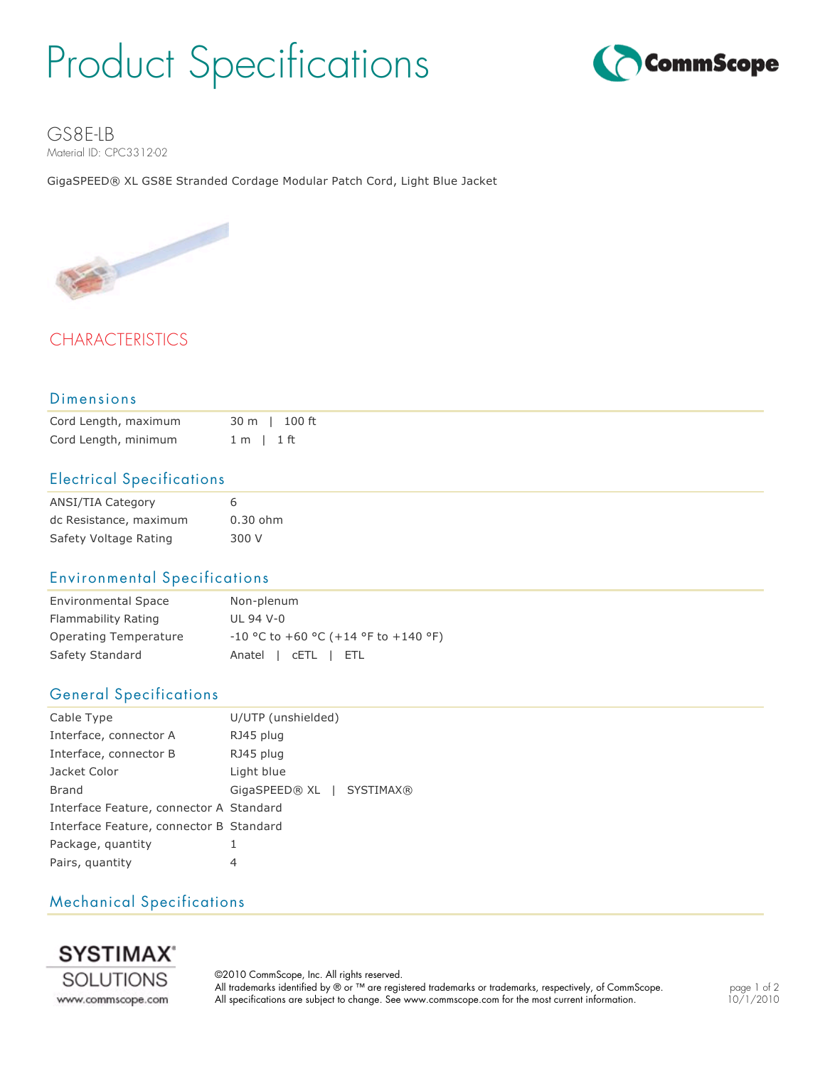# Product Specifications

## GS8E-LB

Material ID: CPC3312-02

GigaSPEED® XL GS8E Stranded Cordage Modular Patch Cord, Light Blue Jacket

## CHARACTERISTICS

### Dimensions

| | |
|---|---|
| Cord Length, maximum | 30 m \| 100 ft |
| Cord Length, minimum | 1 m \| 1 ft |

### Electrical Specifications

| | |
|---|---|
| ANSI/TIA Category | 6 |
| dc Resistance, maximum | 0.30 ohm |
| Safety Voltage Rating | 300 V |

### Environmental Specifications

| | |
|---|---|
| Environmental Space | Non-plenum |
| Flammability Rating | UL 94 V-0 |
| Operating Temperature | -10 °C to +60 °C (+14 °F to +140 °F) |
| Safety Standard | Anatel \| cETL \| ETL |

### General Specifications

| | |
|---|---|
| Cable Type | U/UTP (unshielded) |
| Interface, connector A | RJ45 plug |
| Interface, connector B | RJ45 plug |
| Jacket Color | Light blue |
| Brand | GigaSPEED® XL \| SYSTIMAX® |
| Interface Feature, connector A | Standard |
| Interface Feature, connector B | Standard |
| Package, quantity | 1 |
| Pairs, quantity | 4 |

### Mechanical Specifications

SYSTIMAX® SOLUTIONS
www.commscope.com

©2010 CommScope, Inc. All rights reserved.
All trademarks identified by ® or ™ are registered trademarks or trademarks, respectively, of CommScope.
All specifications are subject to change. See www.commscope.com for the most current information.

10/1/2010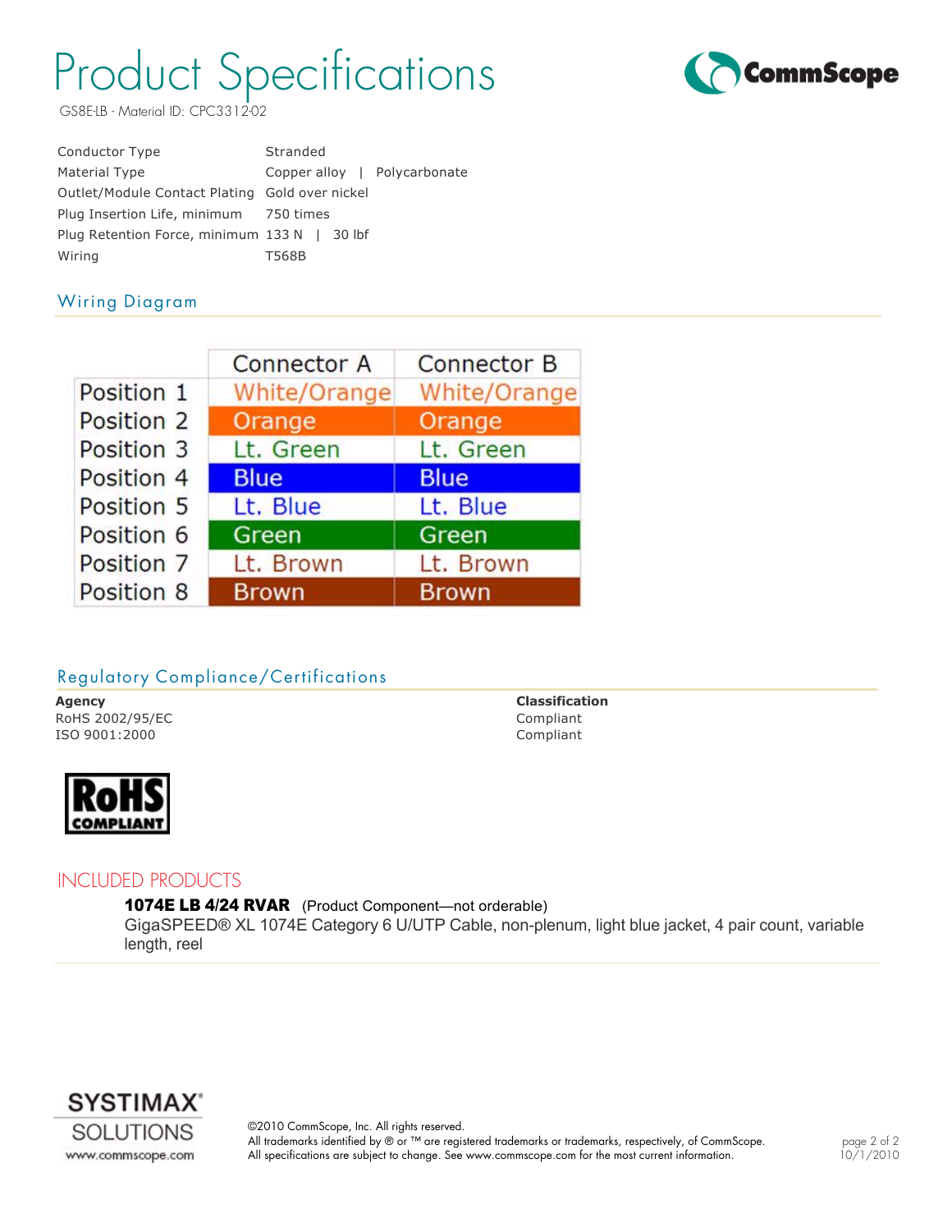# Product Specifications

GS8E-LB - Material ID: CPC3312-02

| | |
|---|---|
| Conductor Type | Stranded |
| Material Type | Copper alloy \| Polycarbonate |
| Outlet/Module Contact Plating | Gold over nickel |
| Plug Insertion Life, minimum | 750 times |
| Plug Retention Force, minimum | 133 N \| 30 lbf |
| Wiring | T568B |

## Wiring Diagram

| | Connector A | Connector B |
|---|---|---|
| Position 1 | White/Orange | White/Orange |
| Position 2 | Orange | Orange |
| Position 3 | Lt. Green | Lt. Green |
| Position 4 | Blue | Blue |
| Position 5 | Lt. Blue | Lt. Blue |
| Position 6 | Green | Green |
| Position 7 | Lt. Brown | Lt. Brown |
| Position 8 | Brown | Brown |

## Regulatory Compliance/Certifications

| Agency | Classification |
|---|---|
| RoHS 2002/95/EC | Compliant |
| ISO 9001:2000 | Compliant |

RoHS COMPLIANT

## INCLUDED PRODUCTS

**1074E LB 4/24 RVAR** (Product Component—not orderable)
GigaSPEED® XL 1074E Category 6 U/UTP Cable, non-plenum, light blue jacket, 4 pair count, variable length, reel

SYSTIMAX® SOLUTIONS
www.commscope.com

©2010 CommScope, Inc. All rights reserved.
All trademarks identified by ® or ™ are registered trademarks or trademarks, respectively, of CommScope.
All specifications are subject to change. See www.commscope.com for the most current information.

10/1/2010